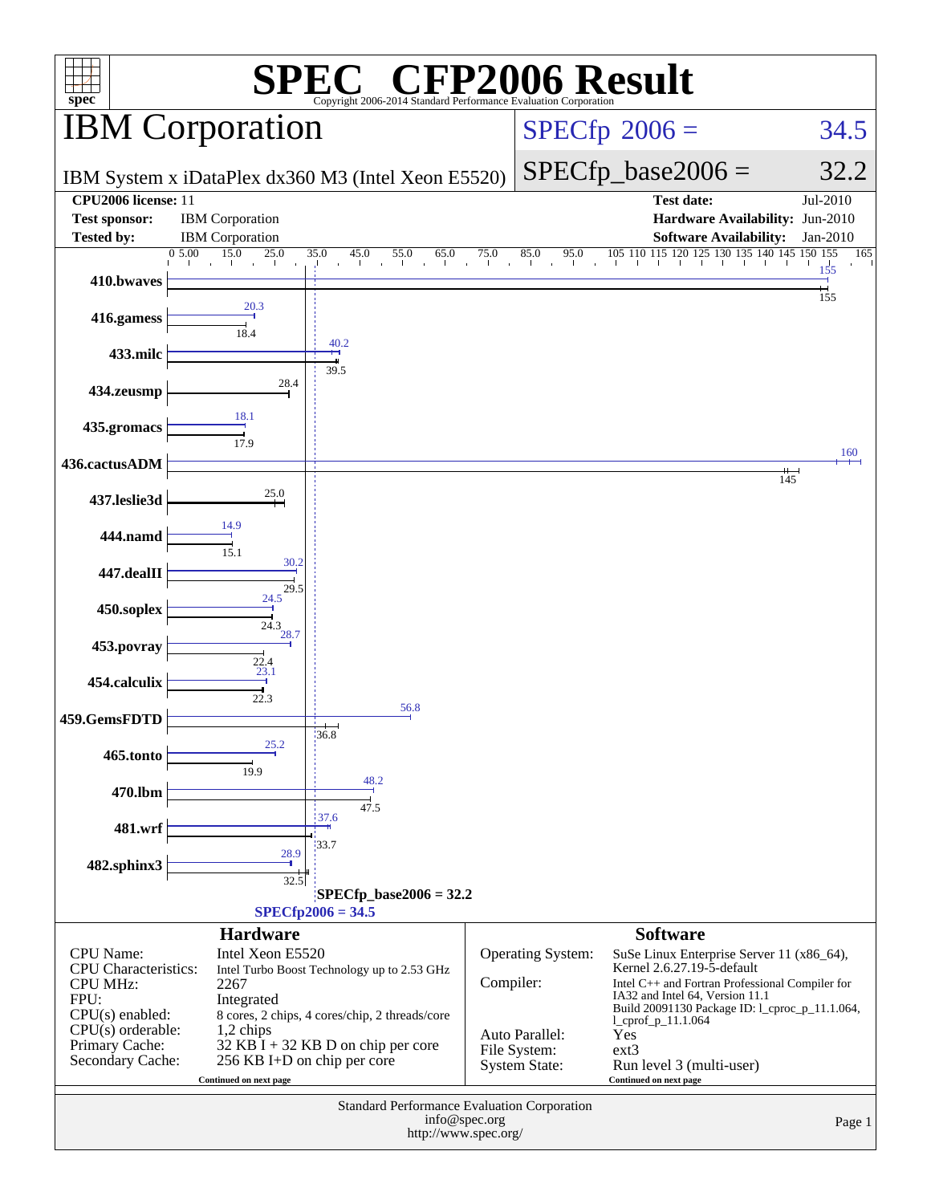# SPEC® CFP2006 Result

Copyright 2006-2014 Standard Performance Evaluation Corporation

## IBM Corporation

IBM System x iDataPlex dx360 M3 (Intel Xeon E5520)

SPECfp 2006 = 34.5

SPECfp_base2006 = 32.2

| | | | |
|---|---|---|---|
| **CPU2006 license:** 11 | | **Test date:** | Jul-2010 |
| **Test sponsor:** | IBM Corporation | **Hardware Availability:** | Jun-2010 |
| **Tested by:** | IBM Corporation | **Software Availability:** | Jan-2010 |

| Benchmark | Peak | Base |
|---|---|---|
| 410.bwaves | 155 | 155 |
| 416.gamess | 20.3 | 18.4 |
| 433.milc | 40.2 | 39.5 |
| 434.zeusmp | | 28.4 |
| 435.gromacs | 18.1 | 17.9 |
| 436.cactusADM | 160 | 145 |
| 437.leslie3d | | 25.0 |
| 444.namd | 14.9 | 15.1 |
| 447.dealII | 30.2 | 29.5 |
| 450.soplex | 24.5 | 24.3 |
| 453.povray | 28.7 | 22.4 |
| 454.calculix | 23.1 | 22.3 |
| 459.GemsFDTD | 56.8 | 36.8 |
| 465.tonto | 25.2 | 19.9 |
| 470.lbm | 48.2 | 47.5 |
| 481.wrf | 37.6 | 33.7 |
| 482.sphinx3 | 28.9 | 32.5 |

SPECfp_base2006 = 32.2

SPECfp2006 = 34.5

### Hardware

| | |
|---|---|
| CPU Name: | Intel Xeon E5520 |
| CPU Characteristics: | Intel Turbo Boost Technology up to 2.53 GHz |
| CPU MHz: | 2267 |
| FPU: | Integrated |
| CPU(s) enabled: | 8 cores, 2 chips, 4 cores/chip, 2 threads/core |
| CPU(s) orderable: | 1,2 chips |
| Primary Cache: | 32 KB I + 32 KB D on chip per core |
| Secondary Cache: | 256 KB I+D on chip per core |

Continued on next page

### Software

| | |
|---|---|
| Operating System: | SuSe Linux Enterprise Server 11 (x86_64), Kernel 2.6.27.19-5-default |
| Compiler: | Intel C++ and Fortran Professional Compiler for IA32 and Intel 64, Version 11.1 Build 20091130 Package ID: l_cprof_p_11.1.064, l_cprof_p_11.1.064 |
| Auto Parallel: | Yes |
| File System: | ext3 |
| System State: | Run level 3 (multi-user) |

Continued on next page

Standard Performance Evaluation Corporation
info@spec.org
http://www.spec.org/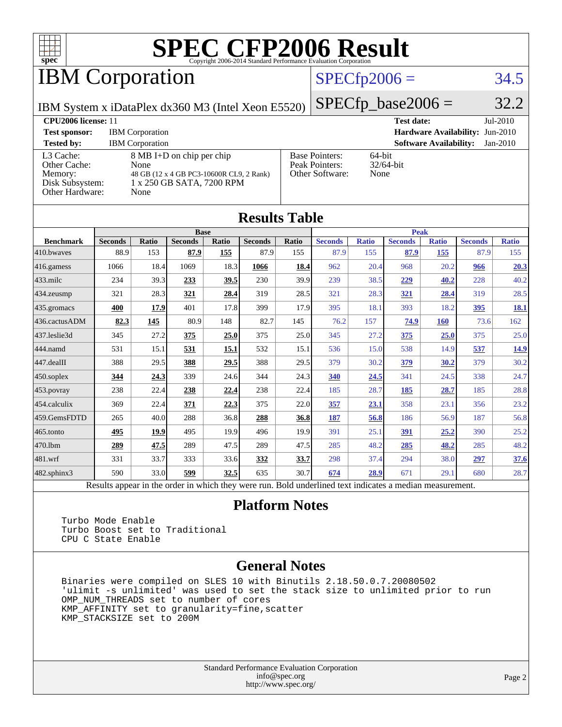# SPEC CFP2006 Result

Copyright 2006-2014 Standard Performance Evaluation Corporation

## IBM Corporation

IBM System x iDataPlex dx360 M3 (Intel Xeon E5520)

SPECfp2006 = 34.5

SPECfp_base2006 = 32.2

| | | | |
|---|---|---|---|
| **CPU2006 license:** 11 | | **Test date:** | Jul-2010 |
| **Test sponsor:** | IBM Corporation | **Hardware Availability:** | Jun-2010 |
| **Tested by:** | IBM Corporation | **Software Availability:** | Jan-2010 |

| | | | |
|---|---|---|---|
| L3 Cache: | 8 MB I+D on chip per chip | Base Pointers: | 64-bit |
| Other Cache: | None | Peak Pointers: | 32/64-bit |
| Memory: | 48 GB (12 x 4 GB PC3-10600R CL9, 2 Rank) | Other Software: | None |
| Disk Subsystem: | 1 x 250 GB SATA, 7200 RPM | | |
| Other Hardware: | None | | |

## Results Table

| | Base | | | | | | Peak | | | | | |
|---|---|---|---|---|---|---|---|---|---|---|---|---|
| **Benchmark** | **Seconds** | **Ratio** | **Seconds** | **Ratio** | **Seconds** | **Ratio** | **Seconds** | **Ratio** | **Seconds** | **Ratio** | **Seconds** | **Ratio** |
| 410.bwaves | 88.9 | 153 | **87.9** | **155** | 87.9 | 155 | 87.9 | 155 | **87.9** | **155** | 87.9 | 155 |
| 416.gamess | 1066 | 18.4 | 1069 | 18.3 | **1066** | **18.4** | 962 | 20.4 | 968 | 20.2 | **966** | **20.3** |
| 433.milc | 234 | 39.3 | **233** | **39.5** | 230 | 39.9 | 239 | 38.5 | **229** | **40.2** | 228 | 40.2 |
| 434.zeusmp | 321 | 28.3 | **321** | **28.4** | 319 | 28.5 | 321 | 28.3 | **321** | **28.4** | 319 | 28.5 |
| 435.gromacs | **400** | **17.9** | 401 | 17.8 | 399 | 17.9 | 395 | 18.1 | 393 | 18.2 | **395** | **18.1** |
| 436.cactusADM | **82.3** | **145** | 80.9 | 148 | 82.7 | 145 | 76.2 | 157 | **74.9** | **160** | 73.6 | 162 |
| 437.leslie3d | 345 | 27.2 | **375** | **25.0** | 375 | 25.0 | 345 | 27.2 | **375** | **25.0** | 375 | 25.0 |
| 444.namd | 531 | 15.1 | **531** | **15.1** | 532 | 15.1 | 536 | 15.0 | 538 | 14.9 | **537** | **14.9** |
| 447.dealII | 388 | 29.5 | **388** | **29.5** | 388 | 29.5 | 379 | 30.2 | **379** | **30.2** | 379 | 30.2 |
| 450.soplex | **344** | **24.3** | 339 | 24.6 | 344 | 24.3 | **340** | **24.5** | 341 | 24.5 | 338 | 24.7 |
| 453.povray | 238 | 22.4 | **238** | **22.4** | 238 | 22.4 | 185 | 28.7 | **185** | **28.7** | 185 | 28.8 |
| 454.calculix | 369 | 22.4 | **371** | **22.3** | 375 | 22.0 | **357** | **23.1** | 358 | 23.1 | 356 | 23.2 |
| 459.GemsFDTD | 265 | 40.0 | 288 | 36.8 | **288** | **36.8** | **187** | **56.8** | 186 | 56.9 | 187 | 56.8 |
| 465.tonto | **495** | **19.9** | 495 | 19.9 | 496 | 19.9 | 391 | 25.1 | **391** | **25.2** | 390 | 25.2 |
| 470.lbm | **289** | **47.5** | 289 | 47.5 | 289 | 47.5 | 285 | 48.2 | **285** | **48.2** | 285 | 48.2 |
| 481.wrf | 331 | 33.7 | 333 | 33.6 | **332** | **33.7** | 298 | 37.4 | 294 | 38.0 | **297** | **37.6** |
| 482.sphinx3 | 590 | 33.0 | **599** | **32.5** | 635 | 30.7 | **674** | **28.9** | 671 | 29.1 | 680 | 28.7 |

Results appear in the order in which they were run. Bold underlined text indicates a median measurement.

## Platform Notes

```
Turbo Mode Enable
Turbo Boost set to Traditional
CPU C State Enable
```

## General Notes

```
Binaries were compiled on SLES 10 with Binutils 2.18.50.0.7.20080502
'ulimit -s unlimited' was used to set the stack size to unlimited prior to run
OMP_NUM_THREADS set to number of cores
KMP_AFFINITY set to granularity=fine,scatter
KMP_STACKSIZE set to 200M
```

Standard Performance Evaluation Corporation
info@spec.org
http://www.spec.org/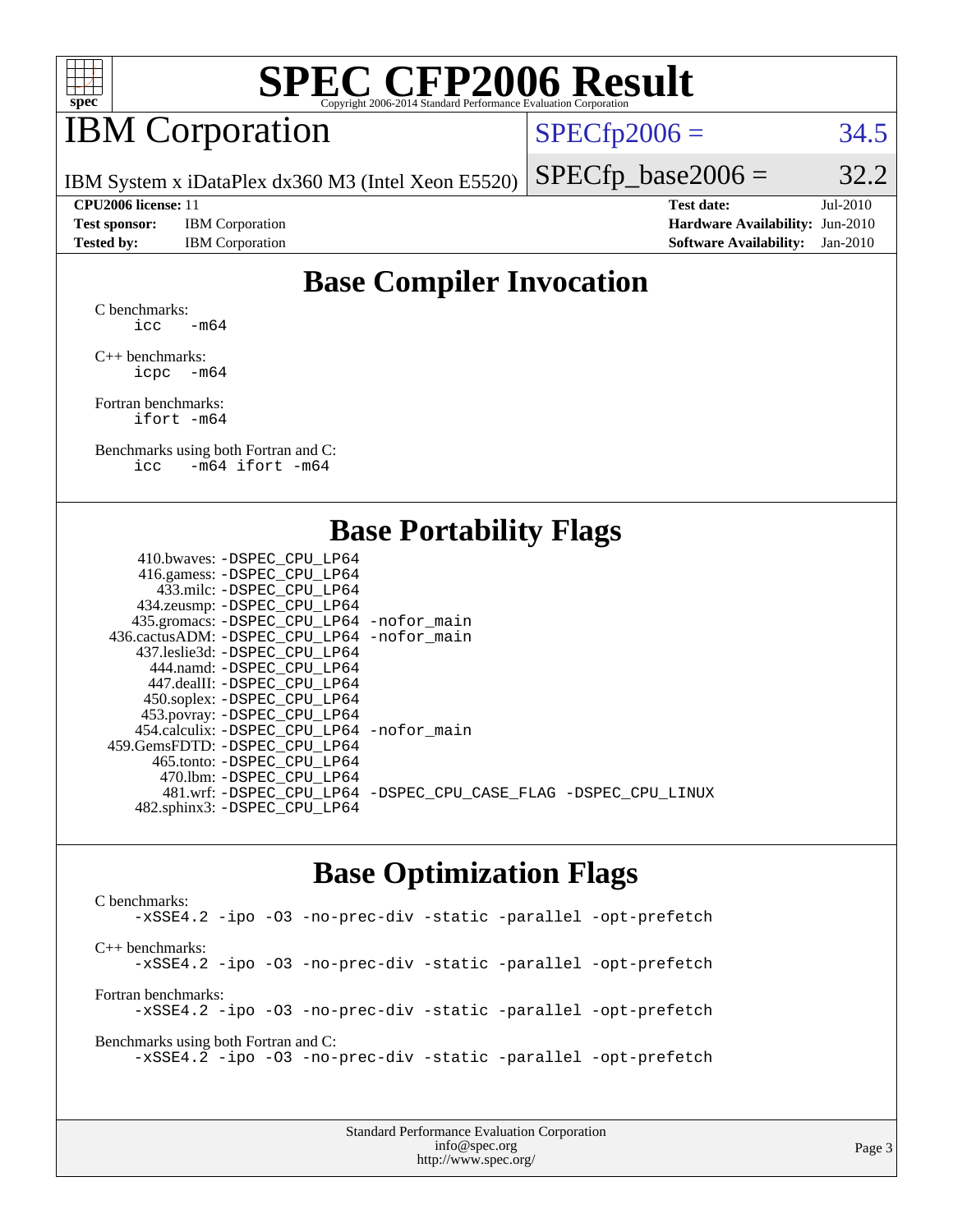# SPEC CFP2006 Result

Copyright 2006-2014 Standard Performance Evaluation Corporation

## IBM Corporation

IBM System x iDataPlex dx360 M3 (Intel Xeon E5520)

SPECfp2006 = 34.5

SPECfp_base2006 = 32.2

**CPU2006 license:** 11

**Test sponsor:** IBM Corporation

**Tested by:** IBM Corporation

**Test date:** Jul-2010

**Hardware Availability:** Jun-2010

**Software Availability:** Jan-2010

## Base Compiler Invocation

C benchmarks:
```
icc   -m64
```

C++ benchmarks:
```
icpc  -m64
```

Fortran benchmarks:
```
ifort -m64
```

Benchmarks using both Fortran and C:
```
icc   -m64 ifort -m64
```

## Base Portability Flags

| Benchmark | Flags |
|---|---|
| 410.bwaves: | -DSPEC_CPU_LP64 |
| 416.gamess: | -DSPEC_CPU_LP64 |
| 433.milc: | -DSPEC_CPU_LP64 |
| 434.zeusmp: | -DSPEC_CPU_LP64 |
| 435.gromacs: | -DSPEC_CPU_LP64 -nofor_main |
| 436.cactusADM: | -DSPEC_CPU_LP64 -nofor_main |
| 437.leslie3d: | -DSPEC_CPU_LP64 |
| 444.namd: | -DSPEC_CPU_LP64 |
| 447.dealII: | -DSPEC_CPU_LP64 |
| 450.soplex: | -DSPEC_CPU_LP64 |
| 453.povray: | -DSPEC_CPU_LP64 |
| 454.calculix: | -DSPEC_CPU_LP64 -nofor_main |
| 459.GemsFDTD: | -DSPEC_CPU_LP64 |
| 465.tonto: | -DSPEC_CPU_LP64 |
| 470.lbm: | -DSPEC_CPU_LP64 |
| 481.wrf: | -DSPEC_CPU_LP64 -DSPEC_CPU_CASE_FLAG -DSPEC_CPU_LINUX |
| 482.sphinx3: | -DSPEC_CPU_LP64 |

## Base Optimization Flags

C benchmarks:
```
-xSSE4.2 -ipo -O3 -no-prec-div -static -parallel -opt-prefetch
```

C++ benchmarks:
```
-xSSE4.2 -ipo -O3 -no-prec-div -static -parallel -opt-prefetch
```

Fortran benchmarks:
```
-xSSE4.2 -ipo -O3 -no-prec-div -static -parallel -opt-prefetch
```

Benchmarks using both Fortran and C:
```
-xSSE4.2 -ipo -O3 -no-prec-div -static -parallel -opt-prefetch
```

Standard Performance Evaluation Corporation
info@spec.org
http://www.spec.org/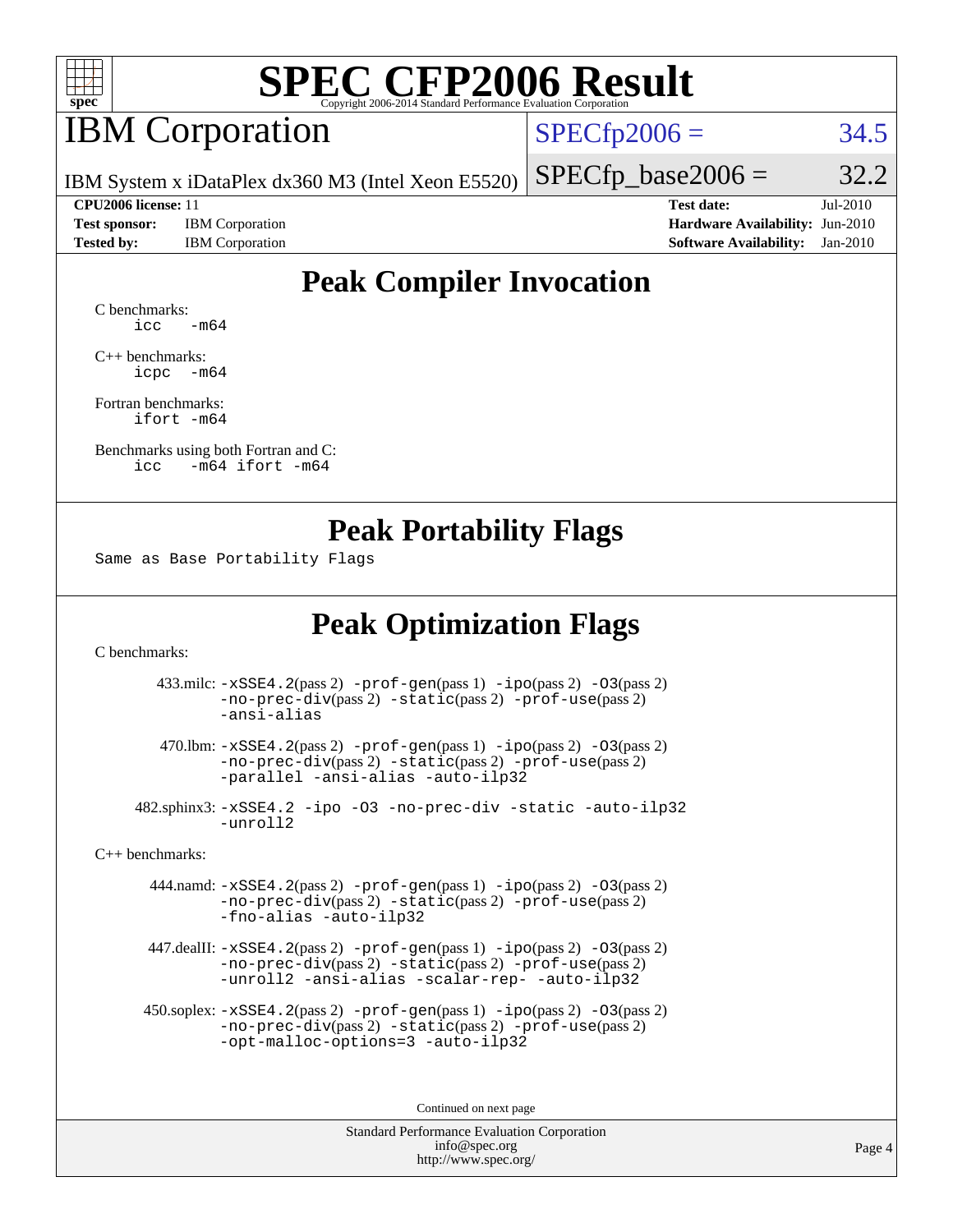# SPEC CFP2006 Result

Copyright 2006-2014 Standard Performance Evaluation Corporation

## IBM Corporation

IBM System x iDataPlex dx360 M3 (Intel Xeon E5520)

SPECfp2006 = 34.5

SPECfp_base2006 = 32.2

**CPU2006 license:** 11
**Test sponsor:** IBM Corporation
**Tested by:** IBM Corporation

**Test date:** Jul-2010
**Hardware Availability:** Jun-2010
**Software Availability:** Jan-2010

## Peak Compiler Invocation

C benchmarks:
```
icc   -m64
```

C++ benchmarks:
```
icpc  -m64
```

Fortran benchmarks:
```
ifort -m64
```

Benchmarks using both Fortran and C:
```
icc   -m64 ifort -m64
```

## Peak Portability Flags

Same as Base Portability Flags

## Peak Optimization Flags

C benchmarks:

433.milc: -xSSE4.2(pass 2) -prof-gen(pass 1) -ipo(pass 2) -O3(pass 2) -no-prec-div(pass 2) -static(pass 2) -prof-use(pass 2) -ansi-alias

470.lbm: -xSSE4.2(pass 2) -prof-gen(pass 1) -ipo(pass 2) -O3(pass 2) -no-prec-div(pass 2) -static(pass 2) -prof-use(pass 2) -parallel -ansi-alias -auto-ilp32

482.sphinx3: -xSSE4.2 -ipo -O3 -no-prec-div -static -auto-ilp32 -unroll2

C++ benchmarks:

444.namd: -xSSE4.2(pass 2) -prof-gen(pass 1) -ipo(pass 2) -O3(pass 2) -no-prec-div(pass 2) -static(pass 2) -prof-use(pass 2) -fno-alias -auto-ilp32

447.dealII: -xSSE4.2(pass 2) -prof-gen(pass 1) -ipo(pass 2) -O3(pass 2) -no-prec-div(pass 2) -static(pass 2) -prof-use(pass 2) -unroll2 -ansi-alias -scalar-rep- -auto-ilp32

450.soplex: -xSSE4.2(pass 2) -prof-gen(pass 1) -ipo(pass 2) -O3(pass 2) -no-prec-div(pass 2) -static(pass 2) -prof-use(pass 2) -opt-malloc-options=3 -auto-ilp32

Continued on next page

Standard Performance Evaluation Corporation
info@spec.org
http://www.spec.org/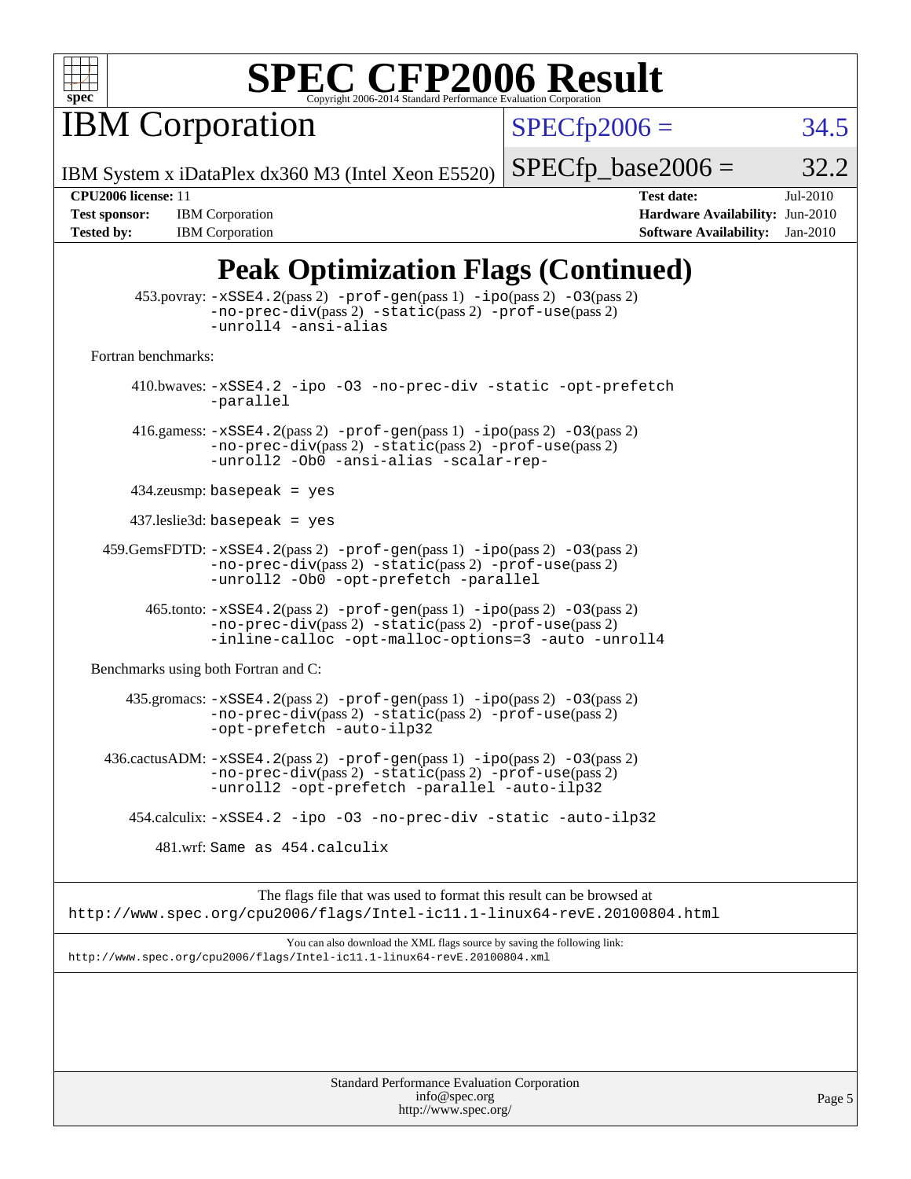# SPEC CFP2006 Result

Copyright 2006-2014 Standard Performance Evaluation Corporation

## IBM Corporation

IBM System x iDataPlex dx360 M3 (Intel Xeon E5520)

SPECfp2006 = 34.5

SPECfp_base2006 = 32.2

| | | | |
|---|---|---|---|
| **CPU2006 license:** 11 | | **Test date:** | Jul-2010 |
| **Test sponsor:** | IBM Corporation | **Hardware Availability:** | Jun-2010 |
| **Tested by:** | IBM Corporation | **Software Availability:** | Jan-2010 |

## Peak Optimization Flags (Continued)

453.povray: -xSSE4.2(pass 2) -prof-gen(pass 1) -ipo(pass 2) -O3(pass 2) -no-prec-div(pass 2) -static(pass 2) -prof-use(pass 2) -unroll4 -ansi-alias

Fortran benchmarks:

410.bwaves: -xSSE4.2 -ipo -O3 -no-prec-div -static -opt-prefetch -parallel

416.gamess: -xSSE4.2(pass 2) -prof-gen(pass 1) -ipo(pass 2) -O3(pass 2) -no-prec-div(pass 2) -static(pass 2) -prof-use(pass 2) -unroll2 -Ob0 -ansi-alias -scalar-rep-

434.zeusmp: basepeak = yes

437.leslie3d: basepeak = yes

459.GemsFDTD: -xSSE4.2(pass 2) -prof-gen(pass 1) -ipo(pass 2) -O3(pass 2) -no-prec-div(pass 2) -static(pass 2) -prof-use(pass 2) -unroll2 -Ob0 -opt-prefetch -parallel

465.tonto: -xSSE4.2(pass 2) -prof-gen(pass 1) -ipo(pass 2) -O3(pass 2) -no-prec-div(pass 2) -static(pass 2) -prof-use(pass 2) -inline-calloc -opt-malloc-options=3 -auto -unroll4

Benchmarks using both Fortran and C:

435.gromacs: -xSSE4.2(pass 2) -prof-gen(pass 1) -ipo(pass 2) -O3(pass 2) -no-prec-div(pass 2) -static(pass 2) -prof-use(pass 2) -opt-prefetch -auto-ilp32

436.cactusADM: -xSSE4.2(pass 2) -prof-gen(pass 1) -ipo(pass 2) -O3(pass 2) -no-prec-div(pass 2) -static(pass 2) -prof-use(pass 2) -unroll2 -opt-prefetch -parallel -auto-ilp32

454.calculix: -xSSE4.2 -ipo -O3 -no-prec-div -static -auto-ilp32

481.wrf: Same as 454.calculix

The flags file that was used to format this result can be browsed at
http://www.spec.org/cpu2006/flags/Intel-ic11.1-linux64-revE.20100804.html

You can also download the XML flags source by saving the following link:
http://www.spec.org/cpu2006/flags/Intel-ic11.1-linux64-revE.20100804.xml

Standard Performance Evaluation Corporation
info@spec.org
http://www.spec.org/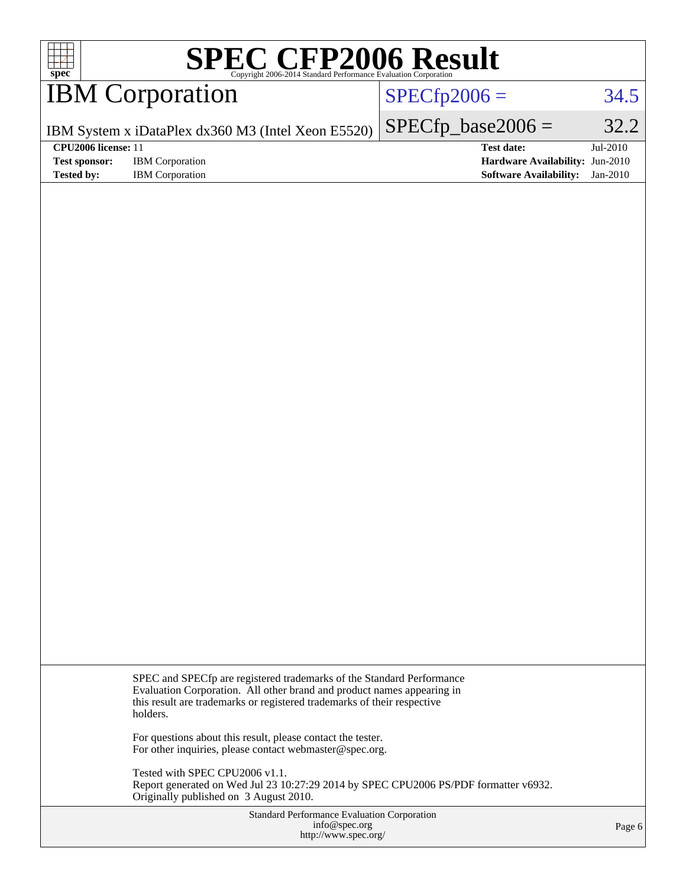# SPEC CFP2006 Result

Copyright 2006-2014 Standard Performance Evaluation Corporation

## IBM Corporation

IBM System x iDataPlex dx360 M3 (Intel Xeon E5520)

$SPECfp2006 = 34.5$

$SPECfp\_base2006 = 32.2$

| | | | |
|---|---|---|---|
| **CPU2006 license:** 11 | | **Test date:** | Jul-2010 |
| **Test sponsor:** | IBM Corporation | **Hardware Availability:** | Jun-2010 |
| **Tested by:** | IBM Corporation | **Software Availability:** | Jan-2010 |

SPEC and SPECfp are registered trademarks of the Standard Performance Evaluation Corporation. All other brand and product names appearing in this result are trademarks or registered trademarks of their respective holders.

For questions about this result, please contact the tester.
For other inquiries, please contact webmaster@spec.org.

Tested with SPEC CPU2006 v1.1.
Report generated on Wed Jul 23 10:27:29 2014 by SPEC CPU2006 PS/PDF formatter v6932.
Originally published on 3 August 2010.

Standard Performance Evaluation Corporation
info@spec.org
http://www.spec.org/